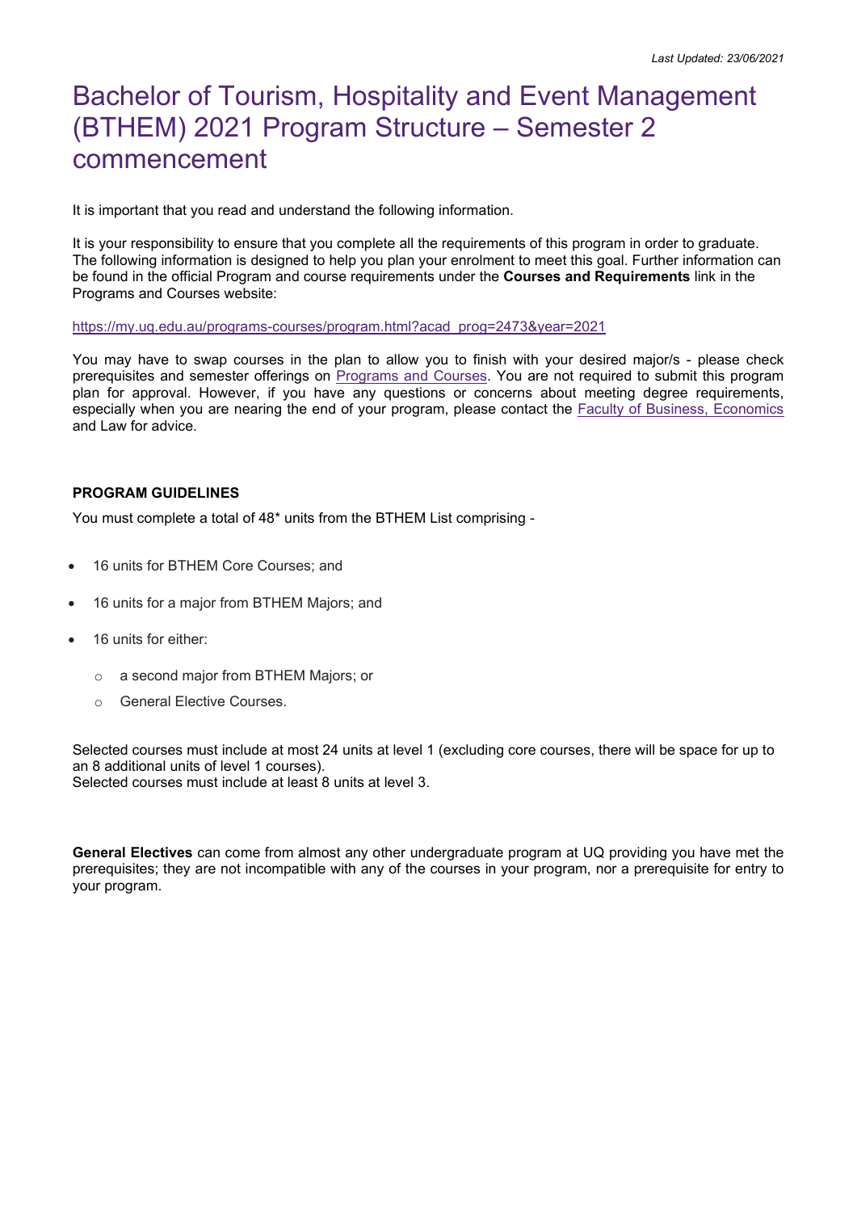*Last Updated: 23/06/2021*

# Bachelor of Tourism, Hospitality and Event Management (BTHEM) 2021 Program Structure – Semester 2 commencement

It is important that you read and understand the following information.

It is your responsibility to ensure that you complete all the requirements of this program in order to graduate. The following information is designed to help you plan your enrolment to meet this goal. Further information can be found in the official Program and course requirements under the **Courses and Requirements** link in the Programs and Courses website:

https://my.uq.edu.au/programs-courses/program.html?acad_prog=2473&year=2021

You may have to swap courses in the plan to allow you to finish with your desired major/s - please check prerequisites and semester offerings on Programs and Courses. You are not required to submit this program plan for approval. However, if you have any questions or concerns about meeting degree requirements, especially when you are nearing the end of your program, please contact the Faculty of Business, Economics and Law for advice.

**PROGRAM GUIDELINES**

You must complete a total of 48* units from the BTHEM List comprising -

- 16 units for BTHEM Core Courses; and
- 16 units for a major from BTHEM Majors; and
- 16 units for either:
  - a second major from BTHEM Majors; or
  - General Elective Courses.

Selected courses must include at most 24 units at level 1 (excluding core courses, there will be space for up to an 8 additional units of level 1 courses).
Selected courses must include at least 8 units at level 3.

**General Electives** can come from almost any other undergraduate program at UQ providing you have met the prerequisites; they are not incompatible with any of the courses in your program, nor a prerequisite for entry to your program.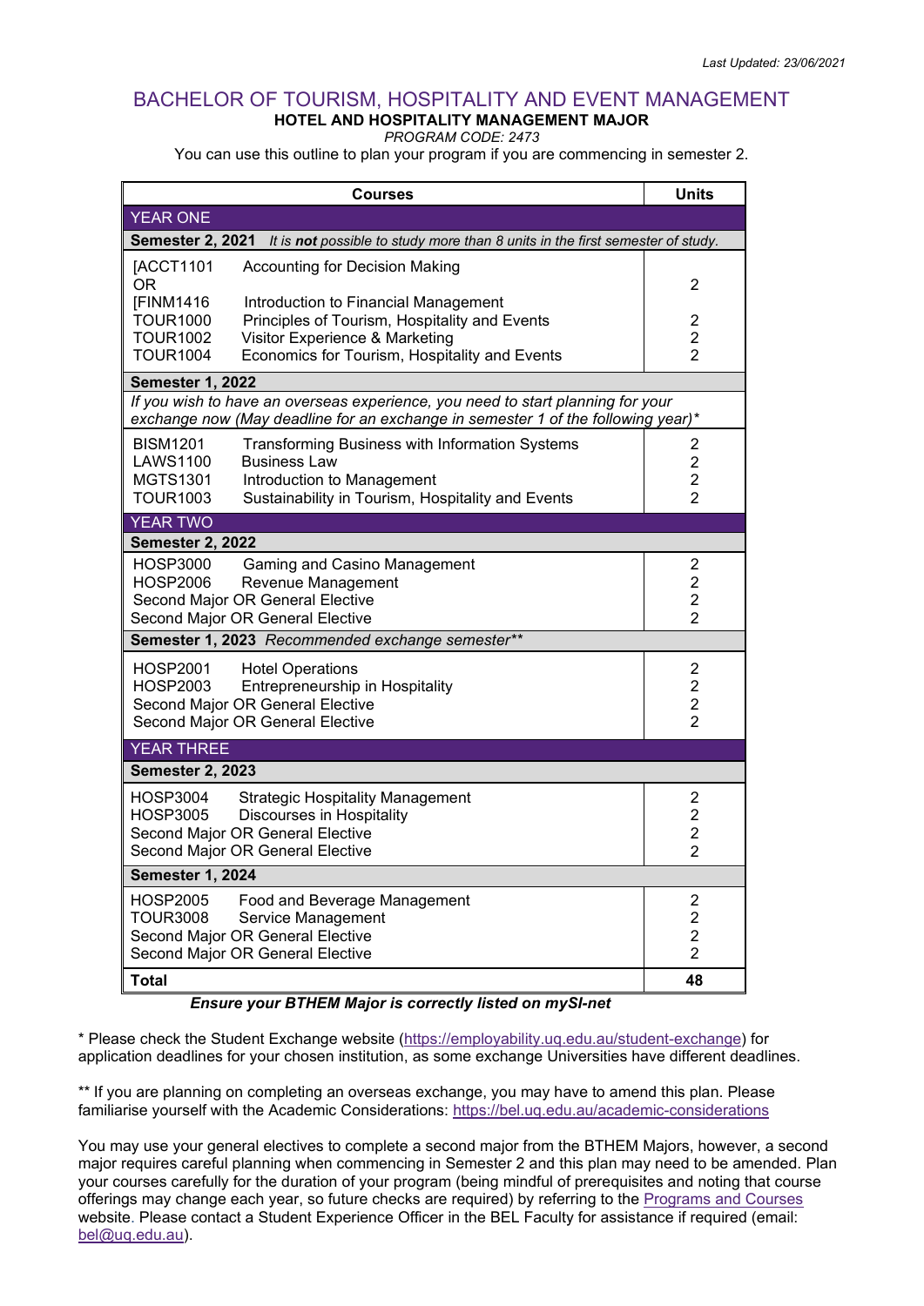*Last Updated: 23/06/2021*

# BACHELOR OF TOURISM, HOSPITALITY AND EVENT MANAGEMENT

## HOTEL AND HOSPITALITY MANAGEMENT MAJOR

*PROGRAM CODE: 2473*

You can use this outline to plan your program if you are commencing in semester 2.

| Courses | Units |
|---|---|
| **YEAR ONE** | |
| **Semester 2, 2021** *It is **not** possible to study more than 8 units in the first semester of study.* | |
| [ACCT1101 Accounting for Decision Making<br>OR<br>[FINM1416 Introduction to Financial Management | 2 |
| TOUR1000 Principles of Tourism, Hospitality and Events | 2 |
| TOUR1002 Visitor Experience & Marketing | 2 |
| TOUR1004 Economics for Tourism, Hospitality and Events | 2 |
| **Semester 1, 2022** | |
| *If you wish to have an overseas experience, you need to start planning for your exchange now (May deadline for an exchange in semester 1 of the following year)** | |
| BISM1201 Transforming Business with Information Systems | 2 |
| LAWS1100 Business Law | 2 |
| MGTS1301 Introduction to Management | 2 |
| TOUR1003 Sustainability in Tourism, Hospitality and Events | 2 |
| **YEAR TWO** | |
| **Semester 2, 2022** | |
| HOSP3000 Gaming and Casino Management | 2 |
| HOSP2006 Revenue Management | 2 |
| Second Major OR General Elective | 2 |
| Second Major OR General Elective | 2 |
| **Semester 1, 2023** *Recommended exchange semester*** | |
| HOSP2001 Hotel Operations | 2 |
| HOSP2003 Entrepreneurship in Hospitality | 2 |
| Second Major OR General Elective | 2 |
| Second Major OR General Elective | 2 |
| **YEAR THREE** | |
| **Semester 2, 2023** | |
| HOSP3004 Strategic Hospitality Management | 2 |
| HOSP3005 Discourses in Hospitality | 2 |
| Second Major OR General Elective | 2 |
| Second Major OR General Elective | 2 |
| **Semester 1, 2024** | |
| HOSP2005 Food and Beverage Management | 2 |
| TOUR3008 Service Management | 2 |
| Second Major OR General Elective | 2 |
| Second Major OR General Elective | 2 |
| **Total** | **48** |

***Ensure your BTHEM Major is correctly listed on mySI-net***

\* Please check the Student Exchange website (https://employability.uq.edu.au/student-exchange) for application deadlines for your chosen institution, as some exchange Universities have different deadlines.

** If you are planning on completing an overseas exchange, you may have to amend this plan. Please familiarise yourself with the Academic Considerations: https://bel.uq.edu.au/academic-considerations

You may use your general electives to complete a second major from the BTHEM Majors, however, a second major requires careful planning when commencing in Semester 2 and this plan may need to be amended. Plan your courses carefully for the duration of your program (being mindful of prerequisites and noting that course offerings may change each year, so future checks are required) by referring to the Programs and Courses website. Please contact a Student Experience Officer in the BEL Faculty for assistance if required (email: bel@uq.edu.au).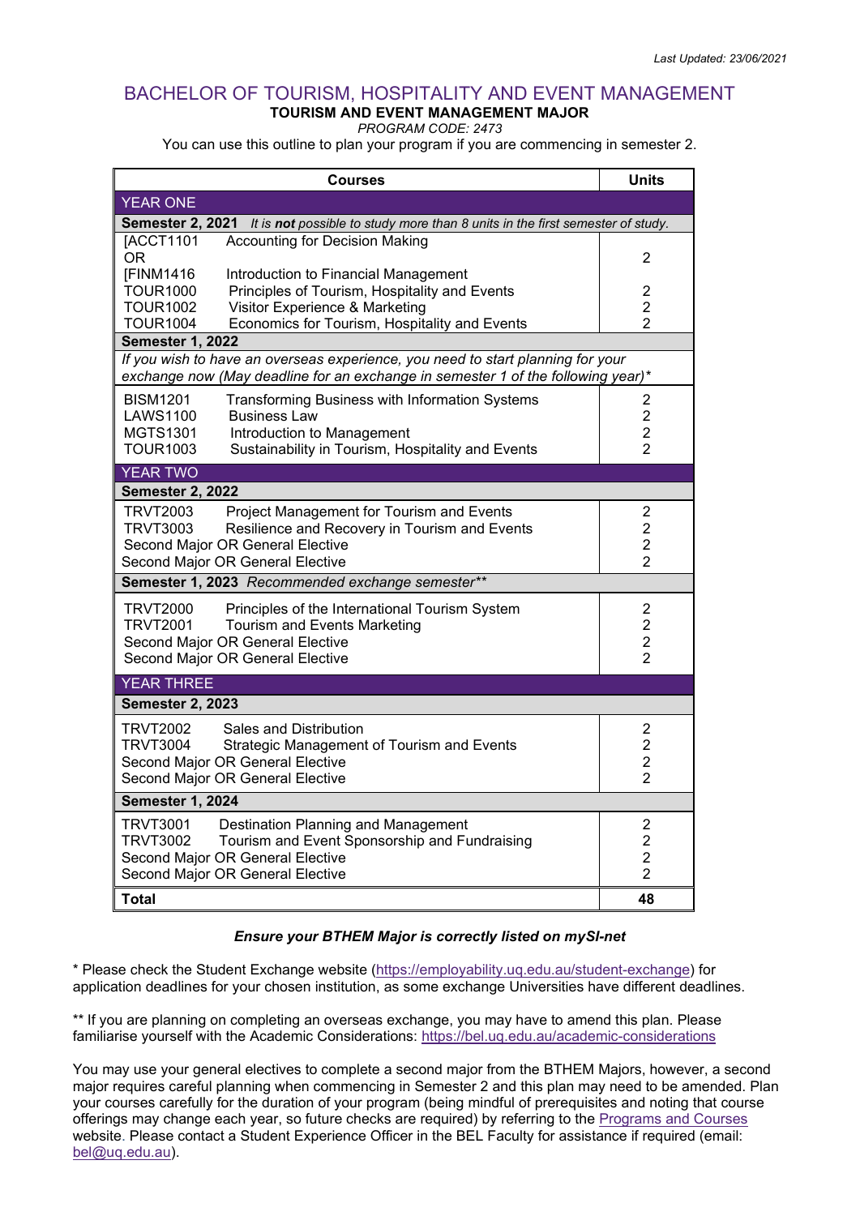*Last Updated: 23/06/2021*

# BACHELOR OF TOURISM, HOSPITALITY AND EVENT MANAGEMENT

## TOURISM AND EVENT MANAGEMENT MAJOR

*PROGRAM CODE: 2473*

You can use this outline to plan your program if you are commencing in semester 2.

| Courses | Units |
|---|---|
| **YEAR ONE** | |
| **Semester 2, 2021** *It is **not** possible to study more than 8 units in the first semester of study.* | |
| [ACCT1101 Accounting for Decision Making OR [FINM1416 Introduction to Financial Management | 2 |
| TOUR1000 Principles of Tourism, Hospitality and Events | 2 |
| TOUR1002 Visitor Experience & Marketing | 2 |
| TOUR1004 Economics for Tourism, Hospitality and Events | 2 |
| **Semester 1, 2022** | |
| *If you wish to have an overseas experience, you need to start planning for your exchange now (May deadline for an exchange in semester 1 of the following year)\** | |
| BISM1201 Transforming Business with Information Systems | 2 |
| LAWS1100 Business Law | 2 |
| MGTS1301 Introduction to Management | 2 |
| TOUR1003 Sustainability in Tourism, Hospitality and Events | 2 |
| **YEAR TWO** | |
| **Semester 2, 2022** | |
| TRVT2003 Project Management for Tourism and Events | 2 |
| TRVT3003 Resilience and Recovery in Tourism and Events | 2 |
| Second Major OR General Elective | 2 |
| Second Major OR General Elective | 2 |
| **Semester 1, 2023** *Recommended exchange semester\*\** | |
| TRVT2000 Principles of the International Tourism System | 2 |
| TRVT2001 Tourism and Events Marketing | 2 |
| Second Major OR General Elective | 2 |
| Second Major OR General Elective | 2 |
| **YEAR THREE** | |
| **Semester 2, 2023** | |
| TRVT2002 Sales and Distribution | 2 |
| TRVT3004 Strategic Management of Tourism and Events | 2 |
| Second Major OR General Elective | 2 |
| Second Major OR General Elective | 2 |
| **Semester 1, 2024** | |
| TRVT3001 Destination Planning and Management | 2 |
| TRVT3002 Tourism and Event Sponsorship and Fundraising | 2 |
| Second Major OR General Elective | 2 |
| Second Major OR General Elective | 2 |
| **Total** | **48** |

***Ensure your BTHEM Major is correctly listed on mySI-net***

\* Please check the Student Exchange website (https://employability.uq.edu.au/student-exchange) for application deadlines for your chosen institution, as some exchange Universities have different deadlines.

\*\* If you are planning on completing an overseas exchange, you may have to amend this plan. Please familiarise yourself with the Academic Considerations: https://bel.uq.edu.au/academic-considerations

You may use your general electives to complete a second major from the BTHEM Majors, however, a second major requires careful planning when commencing in Semester 2 and this plan may need to be amended. Plan your courses carefully for the duration of your program (being mindful of prerequisites and noting that course offerings may change each year, so future checks are required) by referring to the Programs and Courses website. Please contact a Student Experience Officer in the BEL Faculty for assistance if required (email: bel@uq.edu.au).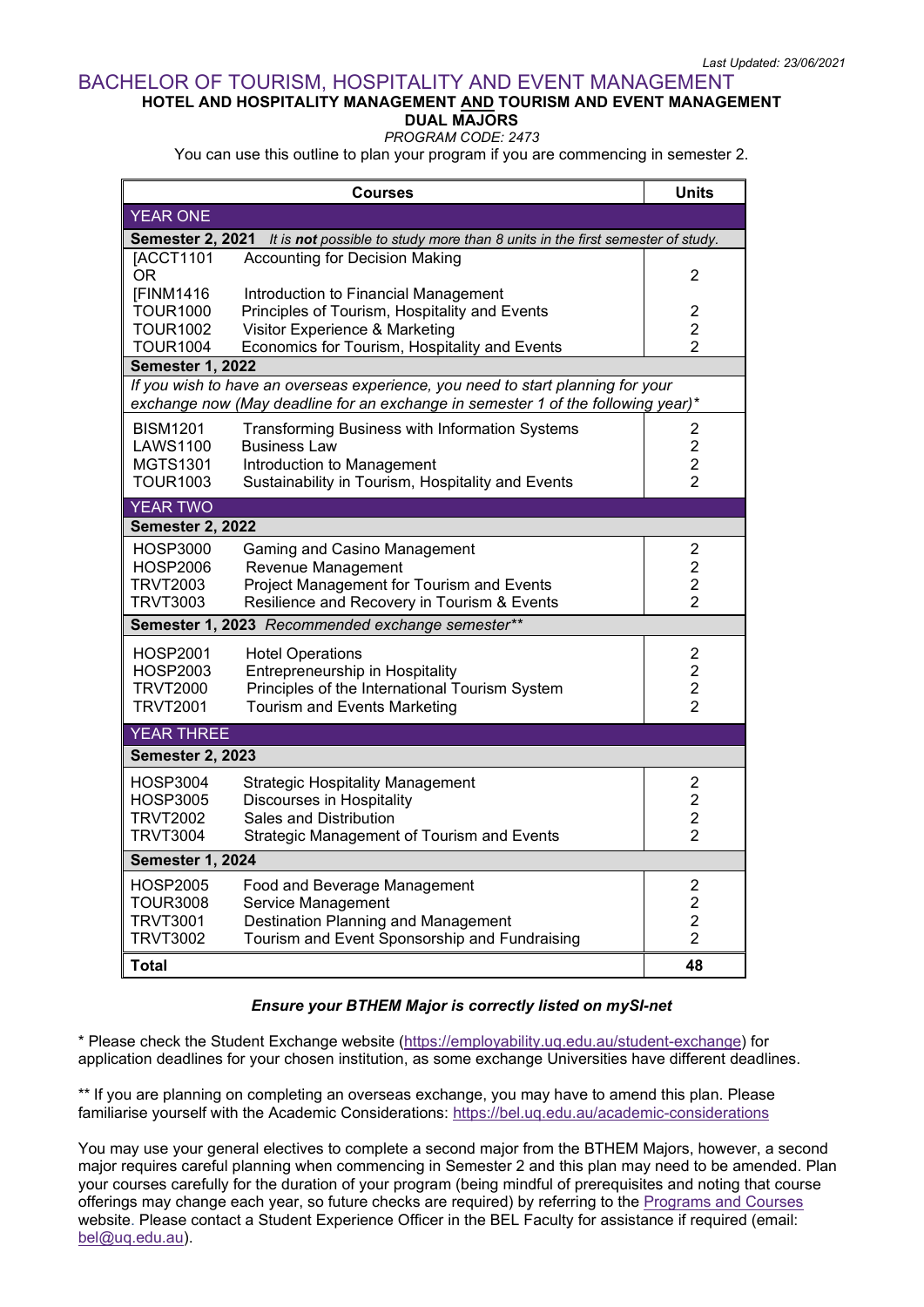*Last Updated: 23/06/2021*

# BACHELOR OF TOURISM, HOSPITALITY AND EVENT MANAGEMENT

## HOTEL AND HOSPITALITY MANAGEMENT AND TOURISM AND EVENT MANAGEMENT DUAL MAJORS

*PROGRAM CODE: 2473*

You can use this outline to plan your program if you are commencing in semester 2.

| Courses | | Units |
|---|---|---|
| **YEAR ONE** | | |
| **Semester 2, 2021** *It is **not** possible to study more than 8 units in the first semester of study.* | | |
| [ACCT1101 OR [FINM1416 | Accounting for Decision Making / Introduction to Financial Management | 2 |
| TOUR1000 | Principles of Tourism, Hospitality and Events | 2 |
| TOUR1002 | Visitor Experience & Marketing | 2 |
| TOUR1004 | Economics for Tourism, Hospitality and Events | 2 |
| **Semester 1, 2022** | | |
| *If you wish to have an overseas experience, you need to start planning for your exchange now (May deadline for an exchange in semester 1 of the following year)** | | |
| BISM1201 | Transforming Business with Information Systems | 2 |
| LAWS1100 | Business Law | 2 |
| MGTS1301 | Introduction to Management | 2 |
| TOUR1003 | Sustainability in Tourism, Hospitality and Events | 2 |
| **YEAR TWO** | | |
| **Semester 2, 2022** | | |
| HOSP3000 | Gaming and Casino Management | 2 |
| HOSP2006 | Revenue Management | 2 |
| TRVT2003 | Project Management for Tourism and Events | 2 |
| TRVT3003 | Resilience and Recovery in Tourism & Events | 2 |
| **Semester 1, 2023** *Recommended exchange semester*** | | |
| HOSP2001 | Hotel Operations | 2 |
| HOSP2003 | Entrepreneurship in Hospitality | 2 |
| TRVT2000 | Principles of the International Tourism System | 2 |
| TRVT2001 | Tourism and Events Marketing | 2 |
| **YEAR THREE** | | |
| **Semester 2, 2023** | | |
| HOSP3004 | Strategic Hospitality Management | 2 |
| HOSP3005 | Discourses in Hospitality | 2 |
| TRVT2002 | Sales and Distribution | 2 |
| TRVT3004 | Strategic Management of Tourism and Events | 2 |
| **Semester 1, 2024** | | |
| HOSP2005 | Food and Beverage Management | 2 |
| TOUR3008 | Service Management | 2 |
| TRVT3001 | Destination Planning and Management | 2 |
| TRVT3002 | Tourism and Event Sponsorship and Fundraising | 2 |
| **Total** | | **48** |

***Ensure your BTHEM Major is correctly listed on mySI-net***

* Please check the Student Exchange website (https://employability.uq.edu.au/student-exchange) for application deadlines for your chosen institution, as some exchange Universities have different deadlines.

** If you are planning on completing an overseas exchange, you may have to amend this plan. Please familiarise yourself with the Academic Considerations: https://bel.uq.edu.au/academic-considerations

You may use your general electives to complete a second major from the BTHEM Majors, however, a second major requires careful planning when commencing in Semester 2 and this plan may need to be amended. Plan your courses carefully for the duration of your program (being mindful of prerequisites and noting that course offerings may change each year, so future checks are required) by referring to the Programs and Courses website. Please contact a Student Experience Officer in the BEL Faculty for assistance if required (email: bel@uq.edu.au).